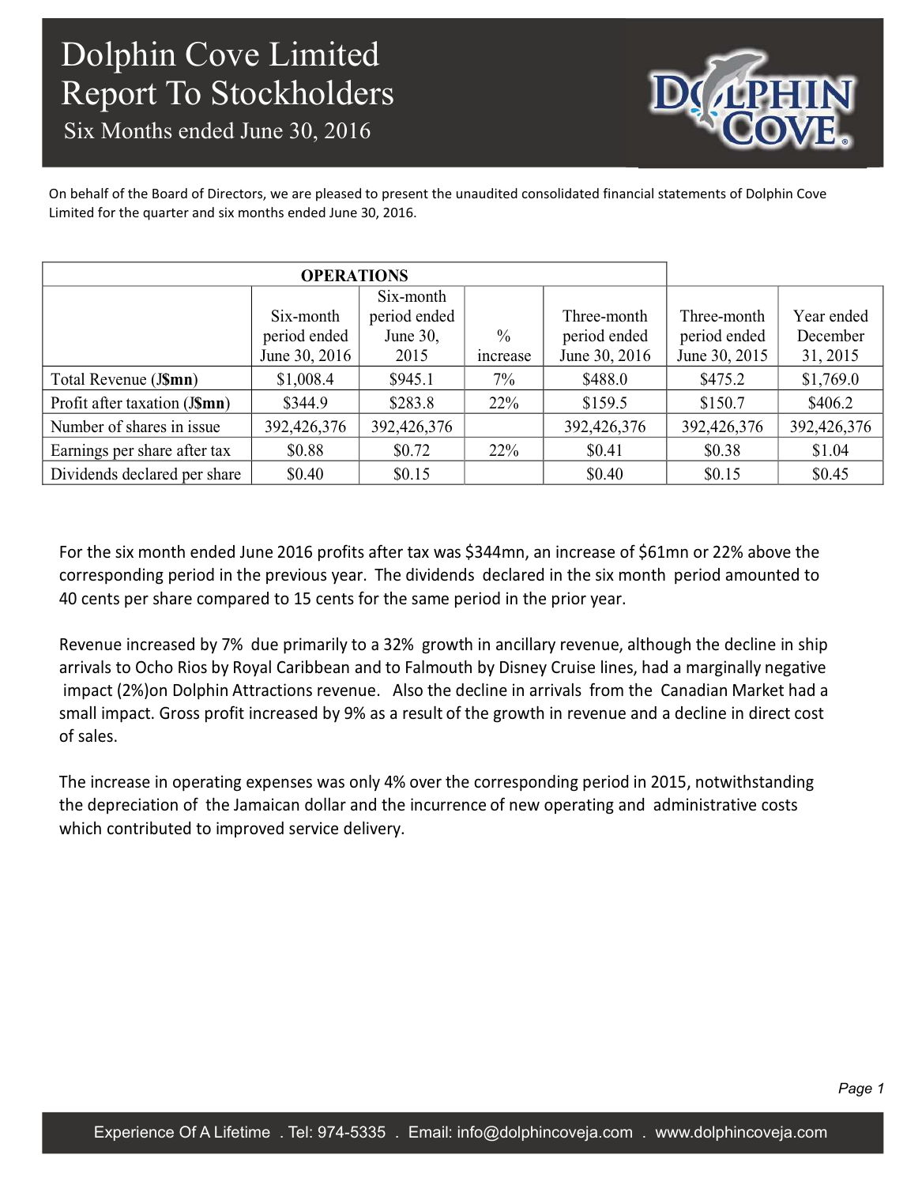# Dolphin Cove Limited
# Report To Stockholders
## Six Months ended June 30, 2016

On behalf of the Board of Directors, we are pleased to present the unaudited consolidated financial statements of Dolphin Cove Limited for the quarter and six months ended June 30, 2016.

| OPERATIONS | | | | | | |
|---|---|---|---|---|---|---|
| | Six-month period ended June 30, 2016 | Six-month period ended June 30, 2015 | % increase | Three-month period ended June 30, 2016 | Three-month period ended June 30, 2015 | Year ended December 31, 2015 |
| Total Revenue (J**$mn**) | $1,008.4 | $945.1 | 7% | $488.0 | $475.2 | $1,769.0 |
| Profit after taxation (J**$mn**) | $344.9 | $283.8 | 22% | $159.5 | $150.7 | $406.2 |
| Number of shares in issue | 392,426,376 | 392,426,376 | | 392,426,376 | 392,426,376 | 392,426,376 |
| Earnings per share after tax | $0.88 | $0.72 | 22% | $0.41 | $0.38 | $1.04 |
| Dividends declared per share | $0.40 | $0.15 | | $0.40 | $0.15 | $0.45 |

For the six month ended June 2016 profits after tax was $344mn, an increase of $61mn or 22% above the corresponding period in the previous year. The dividends declared in the six month period amounted to 40 cents per share compared to 15 cents for the same period in the prior year.

Revenue increased by 7% due primarily to a 32% growth in ancillary revenue, although the decline in ship arrivals to Ocho Rios by Royal Caribbean and to Falmouth by Disney Cruise lines, had a marginally negative impact (2%)on Dolphin Attractions revenue. Also the decline in arrivals from the Canadian Market had a small impact. Gross profit increased by 9% as a result of the growth in revenue and a decline in direct cost of sales.

The increase in operating expenses was only 4% over the corresponding period in 2015, notwithstanding the depreciation of the Jamaican dollar and the incurrence of new operating and administrative costs which contributed to improved service delivery.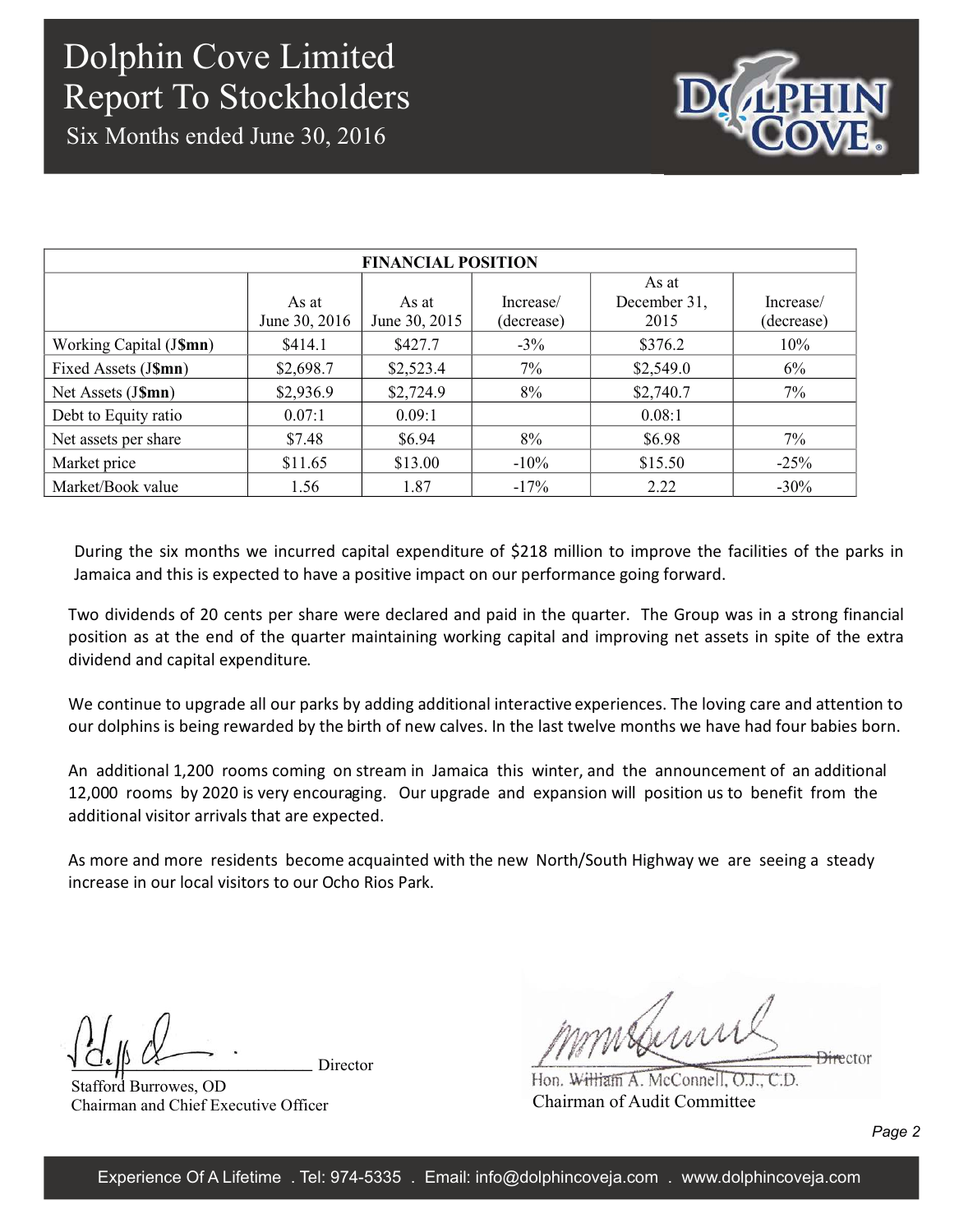# Dolphin Cove Limited
# Report To Stockholders
## Six Months ended June 30, 2016

| FINANCIAL POSITION | | | | | |
|---|---|---|---|---|---|
| | As at June 30, 2016 | As at June 30, 2015 | Increase/ (decrease) | As at December 31, 2015 | Increase/ (decrease) |
| Working Capital (J**$mn**) | $414.1 | $427.7 | -3% | $376.2 | 10% |
| Fixed Assets (J**$mn**) | $2,698.7 | $2,523.4 | 7% | $2,549.0 | 6% |
| Net Assets (J**$mn**) | $2,936.9 | $2,724.9 | 8% | $2,740.7 | 7% |
| Debt to Equity ratio | 0.07:1 | 0.09:1 | | 0.08:1 | |
| Net assets per share | $7.48 | $6.94 | 8% | $6.98 | 7% |
| Market price | $11.65 | $13.00 | -10% | $15.50 | -25% |
| Market/Book value | 1.56 | 1.87 | -17% | 2.22 | -30% |

During the six months we incurred capital expenditure of $218 million to improve the facilities of the parks in Jamaica and this is expected to have a positive impact on our performance going forward.

Two dividends of 20 cents per share were declared and paid in the quarter. The Group was in a strong financial position as at the end of the quarter maintaining working capital and improving net assets in spite of the extra dividend and capital expenditure.

We continue to upgrade all our parks by adding additional interactive experiences. The loving care and attention to our dolphins is being rewarded by the birth of new calves. In the last twelve months we have had four babies born.

An additional 1,200 rooms coming on stream in Jamaica this winter, and the announcement of an additional 12,000 rooms by 2020 is very encouraging. Our upgrade and expansion will position us to benefit from the additional visitor arrivals that are expected.

As more and more residents become acquainted with the new North/South Highway we are seeing a steady increase in our local visitors to our Ocho Rios Park.

Director
Stafford Burrowes, OD
Chairman and Chief Executive Officer

Director
Hon. William A. McConnell, O.J., C.D.
Chairman of Audit Committee

Experience Of A Lifetime . Tel: 974-5335 . Email: info@dolphincoveja.com . www.dolphincoveja.com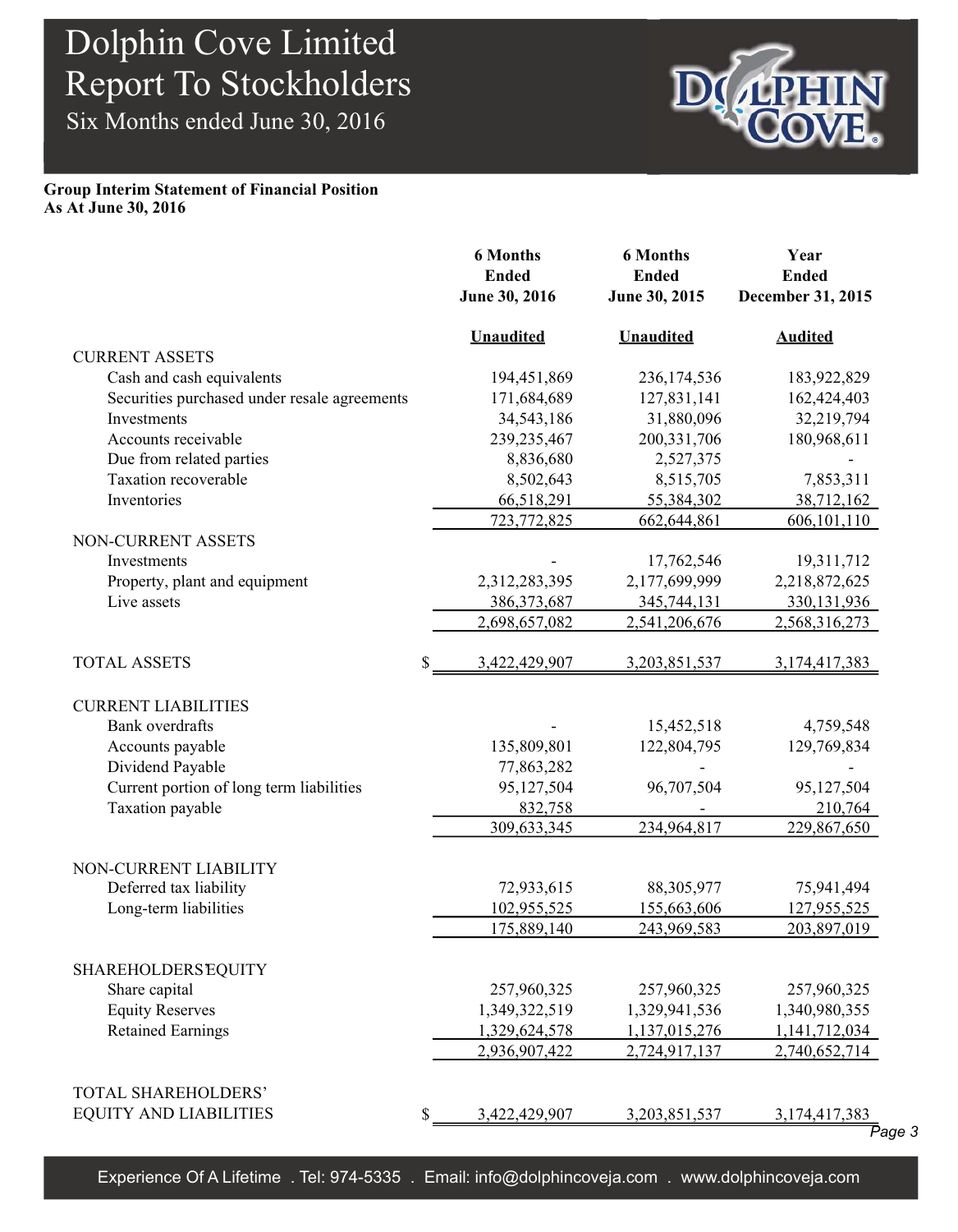# Dolphin Cove Limited
## Report To Stockholders
Six Months ended June 30, 2016

**Group Interim Statement of Financial Position**
**As At June 30, 2016**

| | 6 Months Ended June 30, 2016 | 6 Months Ended June 30, 2015 | Year Ended December 31, 2015 |
|---|---|---|---|
| | **Unaudited** | **Unaudited** | **Audited** |
| CURRENT ASSETS | | | |
| Cash and cash equivalents | 194,451,869 | 236,174,536 | 183,922,829 |
| Securities purchased under resale agreements | 171,684,689 | 127,831,141 | 162,424,403 |
| Investments | 34,543,186 | 31,880,096 | 32,219,794 |
| Accounts receivable | 239,235,467 | 200,331,706 | 180,968,611 |
| Due from related parties | 8,836,680 | 2,527,375 | - |
| Taxation recoverable | 8,502,643 | 8,515,705 | 7,853,311 |
| Inventories | 66,518,291 | 55,384,302 | 38,712,162 |
| | 723,772,825 | 662,644,861 | 606,101,110 |
| NON-CURRENT ASSETS | | | |
| Investments | - | 17,762,546 | 19,311,712 |
| Property, plant and equipment | 2,312,283,395 | 2,177,699,999 | 2,218,872,625 |
| Live assets | 386,373,687 | 345,744,131 | 330,131,936 |
| | 2,698,657,082 | 2,541,206,676 | 2,568,316,273 |
| TOTAL ASSETS | $ 3,422,429,907 | 3,203,851,537 | 3,174,417,383 |
| CURRENT LIABILITIES | | | |
| Bank overdrafts | - | 15,452,518 | 4,759,548 |
| Accounts payable | 135,809,801 | 122,804,795 | 129,769,834 |
| Dividend Payable | 77,863,282 | - | - |
| Current portion of long term liabilities | 95,127,504 | 96,707,504 | 95,127,504 |
| Taxation payable | 832,758 | - | 210,764 |
| | 309,633,345 | 234,964,817 | 229,867,650 |
| NON-CURRENT LIABILITY | | | |
| Deferred tax liability | 72,933,615 | 88,305,977 | 75,941,494 |
| Long-term liabilities | 102,955,525 | 155,663,606 | 127,955,525 |
| | 175,889,140 | 243,969,583 | 203,897,019 |
| SHAREHOLDERS' EQUITY | | | |
| Share capital | 257,960,325 | 257,960,325 | 257,960,325 |
| Equity Reserves | 1,349,322,519 | 1,329,941,536 | 1,340,980,355 |
| Retained Earnings | 1,329,624,578 | 1,137,015,276 | 1,141,712,034 |
| | 2,936,907,422 | 2,724,917,137 | 2,740,652,714 |
| TOTAL SHAREHOLDERS' EQUITY AND LIABILITIES | $ 3,422,429,907 | 3,203,851,537 | 3,174,417,383 |

Experience Of A Lifetime . Tel: 974-5335 . Email: info@dolphincoveja.com . www.dolphincoveja.com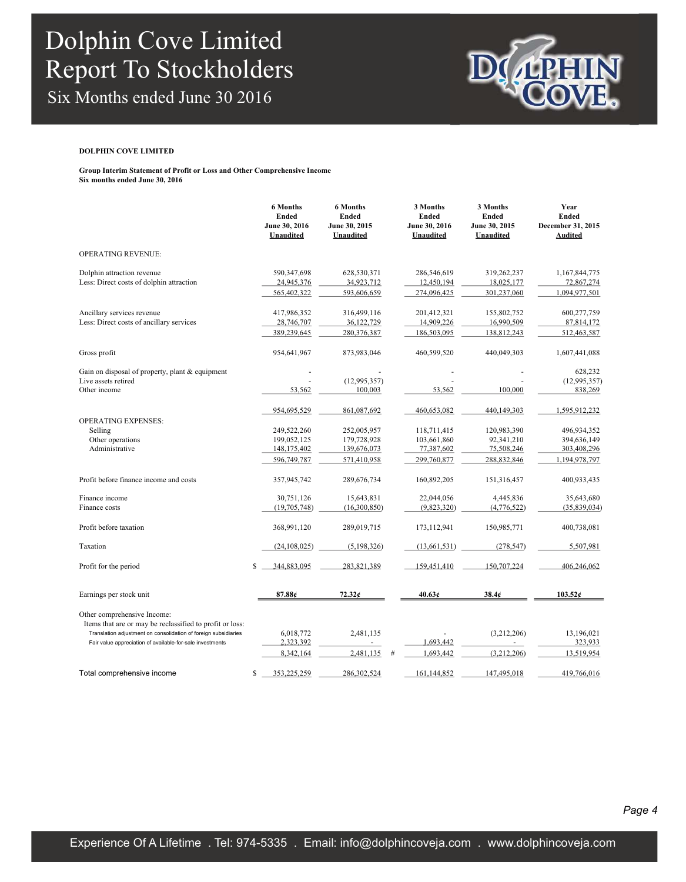# Dolphin Cove Limited
## Report To Stockholders
### Six Months ended June 30 2016

**DOLPHIN COVE LIMITED**

**Group Interim Statement of Profit or Loss and Other Comprehensive Income**
**Six months ended June 30, 2016**

| | 6 Months Ended June 30, 2016 Unaudited | 6 Months Ended June 30, 2015 Unaudited | 3 Months Ended June 30, 2016 Unaudited | 3 Months Ended June 30, 2015 Unaudited | Year Ended December 31, 2015 Audited |
|---|---|---|---|---|---|
| OPERATING REVENUE: | | | | | |
| Dolphin attraction revenue | 590,347,698 | 628,530,371 | 286,546,619 | 319,262,237 | 1,167,844,775 |
| Less: Direct costs of dolphin attraction | 24,945,376 | 34,923,712 | 12,450,194 | 18,025,177 | 72,867,274 |
| | 565,402,322 | 593,606,659 | 274,096,425 | 301,237,060 | 1,094,977,501 |
| Ancillary services revenue | 417,986,352 | 316,499,116 | 201,412,321 | 155,802,752 | 600,277,759 |
| Less: Direct costs of ancillary services | 28,746,707 | 36,122,729 | 14,909,226 | 16,990,509 | 87,814,172 |
| | 389,239,645 | 280,376,387 | 186,503,095 | 138,812,243 | 512,463,587 |
| Gross profit | 954,641,967 | 873,983,046 | 460,599,520 | 440,049,303 | 1,607,441,088 |
| Gain on disposal of property, plant & equipment | - | - | - | - | 628,232 |
| Live assets retired | - | (12,995,357) | - | - | (12,995,357) |
| Other income | 53,562 | 100,003 | 53,562 | 100,000 | 838,269 |
| | 954,695,529 | 861,087,692 | 460,653,082 | 440,149,303 | 1,595,912,232 |
| OPERATING EXPENSES: | | | | | |
| Selling | 249,522,260 | 252,005,957 | 118,711,415 | 120,983,390 | 496,934,352 |
| Other operations | 199,052,125 | 179,728,928 | 103,661,860 | 92,341,210 | 394,636,149 |
| Administrative | 148,175,402 | 139,676,073 | 77,387,602 | 75,508,246 | 303,408,296 |
| | 596,749,787 | 571,410,958 | 299,760,877 | 288,832,846 | 1,194,978,797 |
| Profit before finance income and costs | 357,945,742 | 289,676,734 | 160,892,205 | 151,316,457 | 400,933,435 |
| Finance income | 30,751,126 | 15,643,831 | 22,044,056 | 4,445,836 | 35,643,680 |
| Finance costs | (19,705,748) | (16,300,850) | (9,823,320) | (4,776,522) | (35,839,034) |
| Profit before taxation | 368,991,120 | 289,019,715 | 173,112,941 | 150,985,771 | 400,738,081 |
| Taxation | (24,108,025) | (5,198,326) | (13,661,531) | (278,547) | 5,507,981 |
| Profit for the period | $ 344,883,095 | 283,821,389 | 159,451,410 | 150,707,224 | 406,246,062 |
| Earnings per stock unit | **87.88¢** | **72.32¢** | **40.63¢** | **38.4¢** | **103.52¢** |
| Other comprehensive Income: | | | | | |
| Items that are or may be reclassified to profit or loss: | | | | | |
| Translation adjustment on consolidation of foreign subsidiaries | 6,018,772 | 2,481,135 | - | (3,212,206) | 13,196,021 |
| Fair value appreciation of available-for-sale investments | 2,323,392 | - | 1,693,442 | - | 323,933 |
| | 8,342,164 | 2,481,135 # | 1,693,442 | (3,212,206) | 13,519,954 |
| Total comprehensive income | $ 353,225,259 | 286,302,524 | 161,144,852 | 147,495,018 | 419,766,016 |

Experience Of A Lifetime . Tel: 974-5335 . Email: info@dolphincoveja.com . www.dolphincoveja.com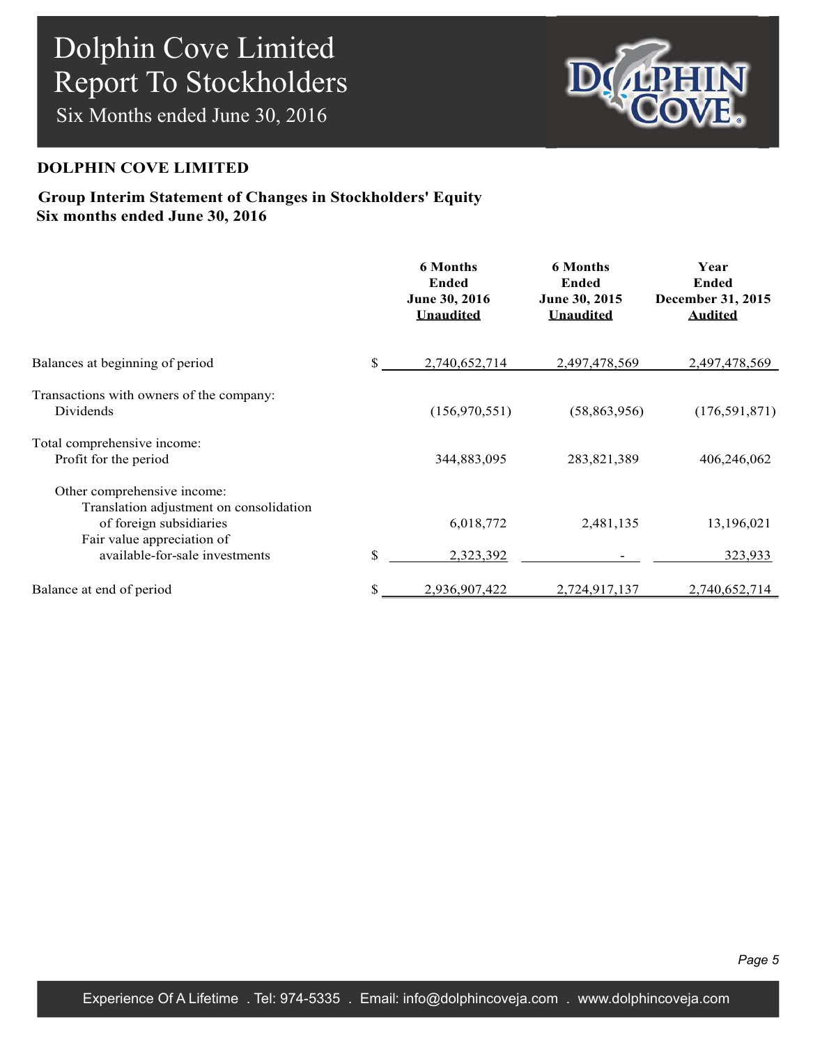# DOLPHIN COVE LIMITED

## Group Interim Statement of Changes in Stockholders' Equity
## Six months ended June 30, 2016

| | | 6 Months Ended June 30, 2016 Unaudited | 6 Months Ended June 30, 2015 Unaudited | Year Ended December 31, 2015 Audited |
|---|---|---|---|---|
| Balances at beginning of period | $ | 2,740,652,714 | 2,497,478,569 | 2,497,478,569 |
| Transactions with owners of the company: | | | | |
| Dividends | | (156,970,551) | (58,863,956) | (176,591,871) |
| Total comprehensive income: | | | | |
| Profit for the period | | 344,883,095 | 283,821,389 | 406,246,062 |
| Other comprehensive income: | | | | |
| Translation adjustment on consolidation of foreign subsidiaries | | 6,018,772 | 2,481,135 | 13,196,021 |
| Fair value appreciation of available-for-sale investments | $ | 2,323,392 | - | 323,933 |
| Balance at end of period | $ | 2,936,907,422 | 2,724,917,137 | 2,740,652,714 |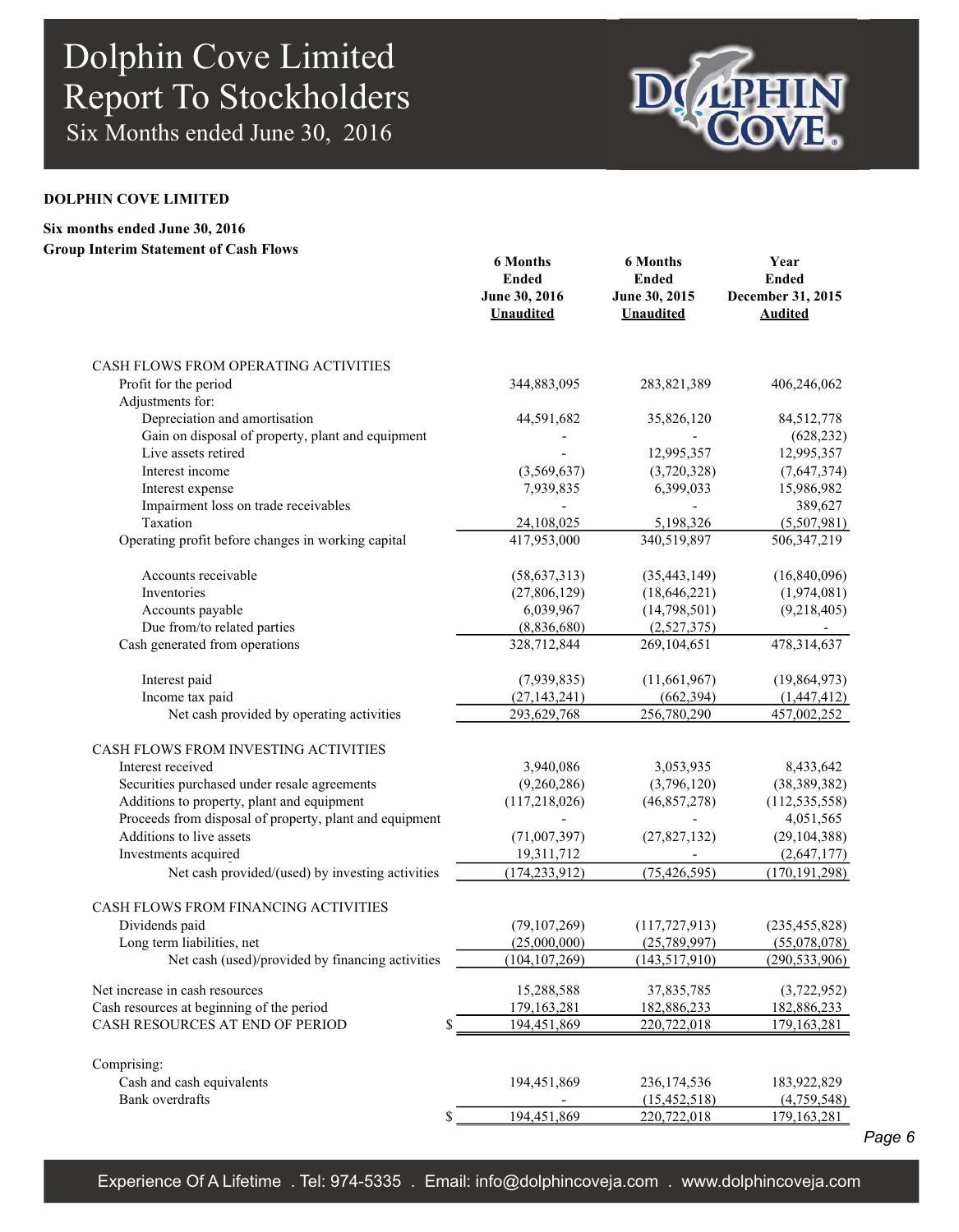# Dolphin Cove Limited
# Report To Stockholders
## Six Months ended June 30, 2016

**DOLPHIN COVE LIMITED**

**Six months ended June 30, 2016**
**Group Interim Statement of Cash Flows**

| | 6 Months Ended June 30, 2016 Unaudited | 6 Months Ended June 30, 2015 Unaudited | Year Ended December 31, 2015 Audited |
|---|---|---|---|
| CASH FLOWS FROM OPERATING ACTIVITIES | | | |
| Profit for the period | 344,883,095 | 283,821,389 | 406,246,062 |
| Adjustments for: | | | |
| Depreciation and amortisation | 44,591,682 | 35,826,120 | 84,512,778 |
| Gain on disposal of property, plant and equipment | - | - | (628,232) |
| Live assets retired | - | 12,995,357 | 12,995,357 |
| Interest income | (3,569,637) | (3,720,328) | (7,647,374) |
| Interest expense | 7,939,835 | 6,399,033 | 15,986,982 |
| Impairment loss on trade receivables | - | - | 389,627 |
| Taxation | 24,108,025 | 5,198,326 | (5,507,981) |
| Operating profit before changes in working capital | 417,953,000 | 340,519,897 | 506,347,219 |
| Accounts receivable | (58,637,313) | (35,443,149) | (16,840,096) |
| Inventories | (27,806,129) | (18,646,221) | (1,974,081) |
| Accounts payable | 6,039,967 | (14,798,501) | (9,218,405) |
| Due from/to related parties | (8,836,680) | (2,527,375) | - |
| Cash generated from operations | 328,712,844 | 269,104,651 | 478,314,637 |
| Interest paid | (7,939,835) | (11,661,967) | (19,864,973) |
| Income tax paid | (27,143,241) | (662,394) | (1,447,412) |
| Net cash provided by operating activities | 293,629,768 | 256,780,290 | 457,002,252 |
| CASH FLOWS FROM INVESTING ACTIVITIES | | | |
| Interest received | 3,940,086 | 3,053,935 | 8,433,642 |
| Securities purchased under resale agreements | (9,260,286) | (3,796,120) | (38,389,382) |
| Additions to property, plant and equipment | (117,218,026) | (46,857,278) | (112,535,558) |
| Proceeds from disposal of property, plant and equipment | - | - | 4,051,565 |
| Additions to live assets | (71,007,397) | (27,827,132) | (29,104,388) |
| Investments acquired | 19,311,712 | - | (2,647,177) |
| Net cash provided/(used) by investing activities | (174,233,912) | (75,426,595) | (170,191,298) |
| CASH FLOWS FROM FINANCING ACTIVITIES | | | |
| Dividends paid | (79,107,269) | (117,727,913) | (235,455,828) |
| Long term liabilities, net | (25,000,000) | (25,789,997) | (55,078,078) |
| Net cash (used)/provided by financing activities | (104,107,269) | (143,517,910) | (290,533,906) |
| Net increase in cash resources | 15,288,588 | 37,835,785 | (3,722,952) |
| Cash resources at beginning of the period | 179,163,281 | 182,886,233 | 182,886,233 |
| CASH RESOURCES AT END OF PERIOD | $ 194,451,869 | 220,722,018 | 179,163,281 |
| Comprising: | | | |
| Cash and cash equivalents | 194,451,869 | 236,174,536 | 183,922,829 |
| Bank overdrafts | - | (15,452,518) | (4,759,548) |
| | $ 194,451,869 | 220,722,018 | 179,163,281 |

Experience Of A Lifetime . Tel: 974-5335 . Email: info@dolphincoveja.com . www.dolphincoveja.com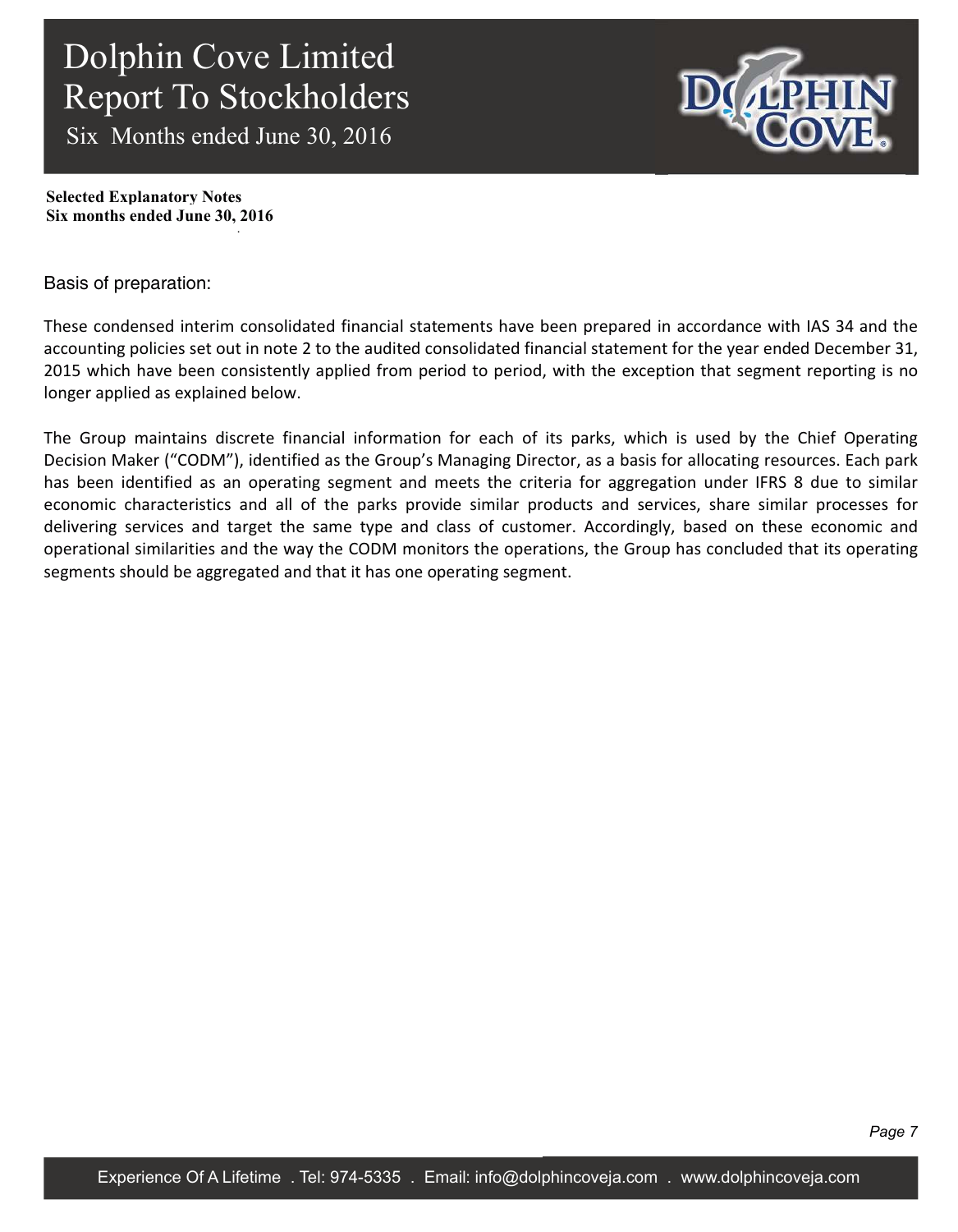**Selected Explanatory Notes**
**Six months ended June 30, 2016**

Basis of preparation:

These condensed interim consolidated financial statements have been prepared in accordance with IAS 34 and the accounting policies set out in note 2 to the audited consolidated financial statement for the year ended December 31, 2015 which have been consistently applied from period to period, with the exception that segment reporting is no longer applied as explained below.

The Group maintains discrete financial information for each of its parks, which is used by the Chief Operating Decision Maker ("CODM"), identified as the Group's Managing Director, as a basis for allocating resources. Each park has been identified as an operating segment and meets the criteria for aggregation under IFRS 8 due to similar economic characteristics and all of the parks provide similar products and services, share similar processes for delivering services and target the same type and class of customer. Accordingly, based on these economic and operational similarities and the way the CODM monitors the operations, the Group has concluded that its operating segments should be aggregated and that it has one operating segment.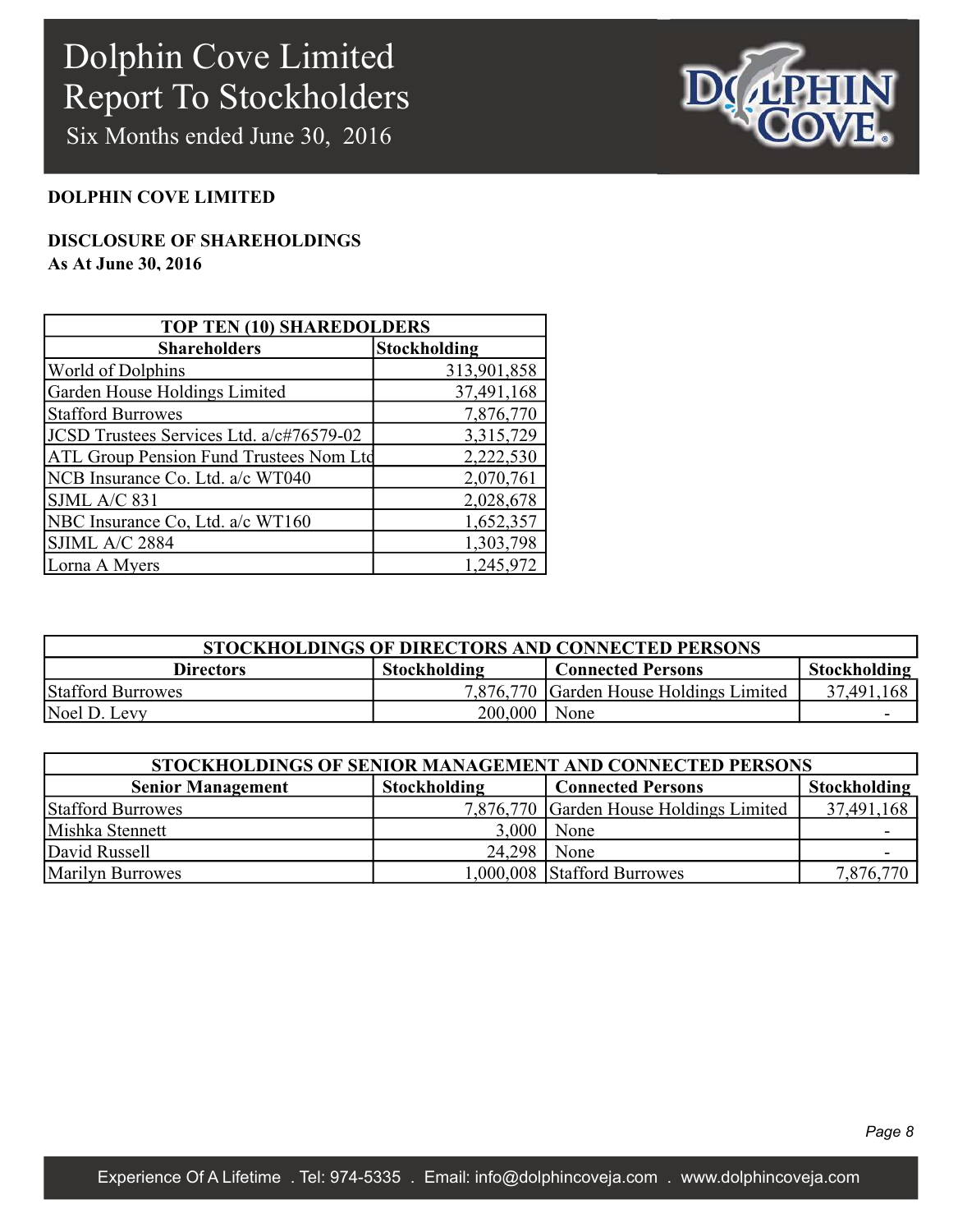# Dolphin Cove Limited
# Report To Stockholders
## Six Months ended June 30, 2016

**DOLPHIN COVE LIMITED**

**DISCLOSURE OF SHAREHOLDINGS**
**As At June 30, 2016**

| TOP TEN (10) SHAREDOLDERS | |
|---|---|
| **Shareholders** | **Stockholding** |
| World of Dolphins | 313,901,858 |
| Garden House Holdings Limited | 37,491,168 |
| Stafford Burrowes | 7,876,770 |
| JCSD Trustees Services Ltd. a/c#76579-02 | 3,315,729 |
| ATL Group Pension Fund Trustees Nom Ltd | 2,222,530 |
| NCB Insurance Co. Ltd. a/c WT040 | 2,070,761 |
| SJML A/C 831 | 2,028,678 |
| NBC Insurance Co, Ltd. a/c WT160 | 1,652,357 |
| SJIML A/C 2884 | 1,303,798 |
| Lorna A Myers | 1,245,972 |

| STOCKHOLDINGS OF DIRECTORS AND CONNECTED PERSONS | | | |
|---|---|---|---|
| **Directors** | **Stockholding** | **Connected Persons** | **Stockholding** |
| Stafford Burrowes | 7,876,770 | Garden House Holdings Limited | 37,491,168 |
| Noel D. Levy | 200,000 | None | - |

| STOCKHOLDINGS OF SENIOR MANAGEMENT AND CONNECTED PERSONS | | | |
|---|---|---|---|
| **Senior Management** | **Stockholding** | **Connected Persons** | **Stockholding** |
| Stafford Burrowes | 7,876,770 | Garden House Holdings Limited | 37,491,168 |
| Mishka Stennett | 3,000 | None | - |
| David Russell | 24,298 | None | - |
| Marilyn Burrowes | 1,000,008 | Stafford Burrowes | 7,876,770 |